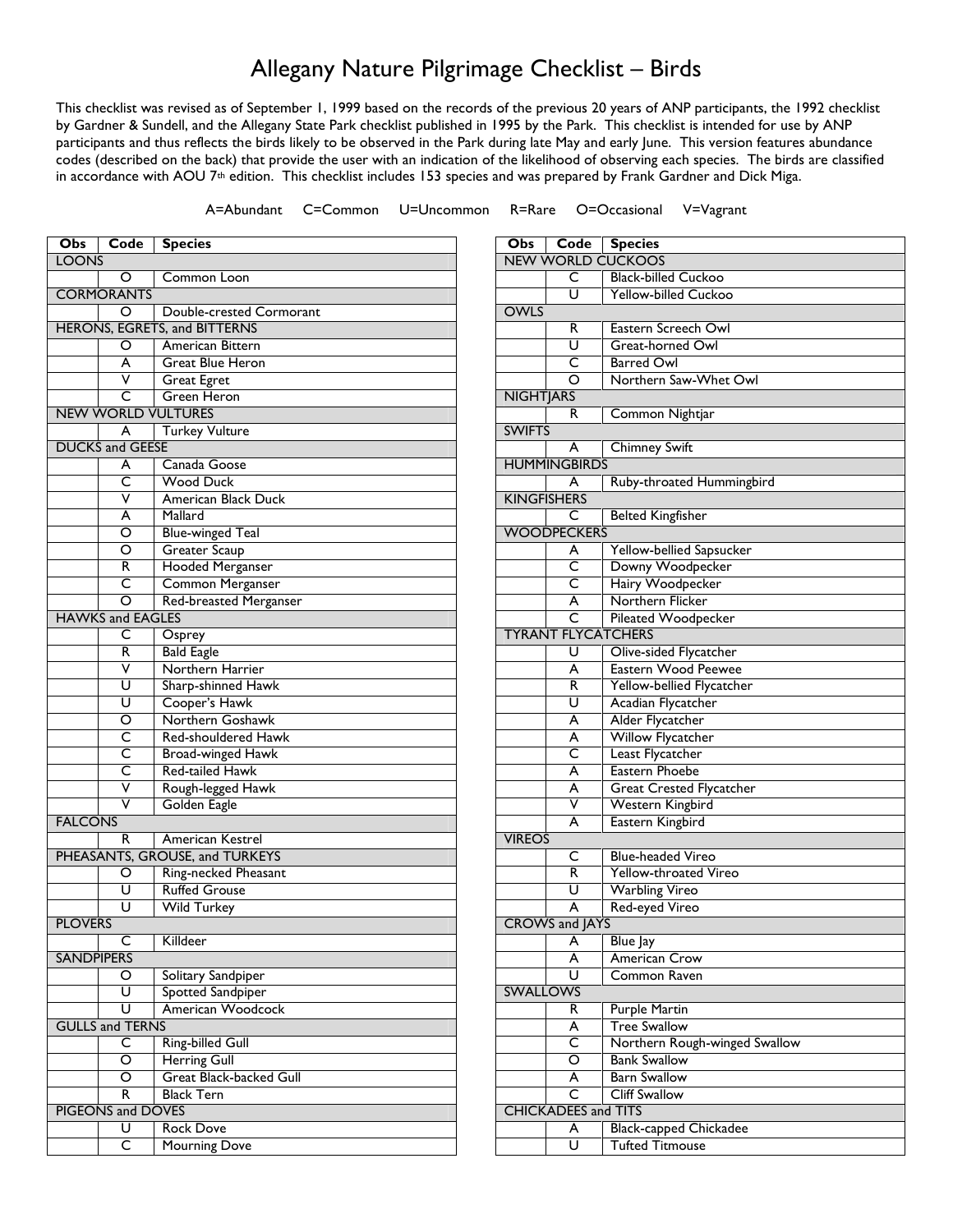# Allegany Nature Pilgrimage Checklist – Birds

This checklist was revised as of September 1, 1999 based on the records of the previous 20 years of ANP participants, the 1992 checklist by Gardner & Sundell, and the Allegany State Park checklist published in 1995 by the Park. This checklist is intended for use by ANP participants and thus reflects the birds likely to be observed in the Park during late May and early June. This version features abundance codes (described on the back) that provide the user with an indication of the likelihood of observing each species. The birds are classified in accordance with AOU 7th edition. This checklist includes 153 species and was prepared by Frank Gardner and Dick Miga.

A=Abundant C=Common U=Uncommon R=Rare O=Occasional V=Vagrant

| Obs | Code | Species |
|---|---|---|
| LOONS | | |
| | O | Common Loon |
| CORMORANTS | | |
| | O | Double-crested Cormorant |
| HERONS, EGRETS, and BITTERNS | | |
| | O | American Bittern |
| | A | Great Blue Heron |
| | V | Great Egret |
| | C | Green Heron |
| NEW WORLD VULTURES | | |
| | A | Turkey Vulture |
| DUCKS and GEESE | | |
| | A | Canada Goose |
| | C | Wood Duck |
| | V | American Black Duck |
| | A | Mallard |
| | O | Blue-winged Teal |
| | O | Greater Scaup |
| | R | Hooded Merganser |
| | C | Common Merganser |
| | O | Red-breasted Merganser |
| HAWKS and EAGLES | | |
| | C | Osprey |
| | R | Bald Eagle |
| | V | Northern Harrier |
| | U | Sharp-shinned Hawk |
| | U | Cooper's Hawk |
| | O | Northern Goshawk |
| | C | Red-shouldered Hawk |
| | C | Broad-winged Hawk |
| | C | Red-tailed Hawk |
| | V | Rough-legged Hawk |
| | V | Golden Eagle |
| FALCONS | | |
| | R | American Kestrel |
| PHEASANTS, GROUSE, and TURKEYS | | |
| | O | Ring-necked Pheasant |
| | U | Ruffed Grouse |
| | U | Wild Turkey |
| PLOVERS | | |
| | C | Killdeer |
| SANDPIPERS | | |
| | O | Solitary Sandpiper |
| | U | Spotted Sandpiper |
| | U | American Woodcock |
| GULLS and TERNS | | |
| | C | Ring-billed Gull |
| | O | Herring Gull |
| | O | Great Black-backed Gull |
| | R | Black Tern |
| PIGEONS and DOVES | | |
| | U | Rock Dove |
| | C | Mourning Dove |

| Obs | Code | Species |
|---|---|---|
| NEW WORLD CUCKOOS | | |
| | C | Black-billed Cuckoo |
| | U | Yellow-billed Cuckoo |
| OWLS | | |
| | R | Eastern Screech Owl |
| | U | Great-horned Owl |
| | C | Barred Owl |
| | O | Northern Saw-Whet Owl |
| NIGHTJARS | | |
| | R | Common Nightjar |
| SWIFTS | | |
| | A | Chimney Swift |
| HUMMINGBIRDS | | |
| | A | Ruby-throated Hummingbird |
| KINGFISHERS | | |
| | C | Belted Kingfisher |
| WOODPECKERS | | |
| | A | Yellow-bellied Sapsucker |
| | C | Downy Woodpecker |
| | C | Hairy Woodpecker |
| | A | Northern Flicker |
| | C | Pileated Woodpecker |
| TYRANT FLYCATCHERS | | |
| | U | Olive-sided Flycatcher |
| | A | Eastern Wood Peewee |
| | R | Yellow-bellied Flycatcher |
| | U | Acadian Flycatcher |
| | A | Alder Flycatcher |
| | A | Willow Flycatcher |
| | C | Least Flycatcher |
| | A | Eastern Phoebe |
| | A | Great Crested Flycatcher |
| | V | Western Kingbird |
| | A | Eastern Kingbird |
| VIREOS | | |
| | C | Blue-headed Vireo |
| | R | Yellow-throated Vireo |
| | U | Warbling Vireo |
| | A | Red-eyed Vireo |
| CROWS and JAYS | | |
| | A | Blue Jay |
| | A | American Crow |
| | U | Common Raven |
| SWALLOWS | | |
| | R | Purple Martin |
| | A | Tree Swallow |
| | C | Northern Rough-winged Swallow |
| | O | Bank Swallow |
| | A | Barn Swallow |
| | C | Cliff Swallow |
| CHICKADEES and TITS | | |
| | A | Black-capped Chickadee |
| | U | Tufted Titmouse |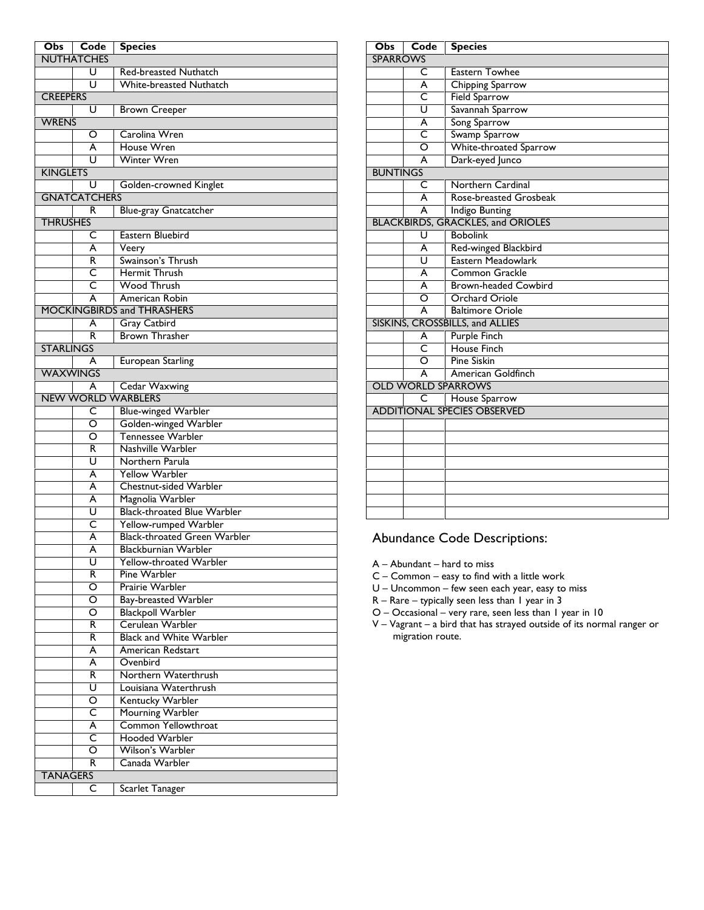| Obs | Code | Species |
|---|---|---|
| NUTHATCHES | | |
| | U | Red-breasted Nuthatch |
| | U | White-breasted Nuthatch |
| CREEPERS | | |
| | U | Brown Creeper |
| WRENS | | |
| | O | Carolina Wren |
| | A | House Wren |
| | U | Winter Wren |
| KINGLETS | | |
| | U | Golden-crowned Kinglet |
| GNATCATCHERS | | |
| | R | Blue-gray Gnatcatcher |
| THRUSHES | | |
| | C | Eastern Bluebird |
| | A | Veery |
| | R | Swainson's Thrush |
| | C | Hermit Thrush |
| | C | Wood Thrush |
| | A | American Robin |
| MOCKINGBIRDS and THRASHERS | | |
| | A | Gray Catbird |
| | R | Brown Thrasher |
| STARLINGS | | |
| | A | European Starling |
| WAXWINGS | | |
| | A | Cedar Waxwing |
| NEW WORLD WARBLERS | | |
| | C | Blue-winged Warbler |
| | O | Golden-winged Warbler |
| | O | Tennessee Warbler |
| | R | Nashville Warbler |
| | U | Northern Parula |
| | A | Yellow Warbler |
| | A | Chestnut-sided Warbler |
| | A | Magnolia Warbler |
| | U | Black-throated Blue Warbler |
| | C | Yellow-rumped Warbler |
| | A | Black-throated Green Warbler |
| | A | Blackburnian Warbler |
| | U | Yellow-throated Warbler |
| | R | Pine Warbler |
| | O | Prairie Warbler |
| | O | Bay-breasted Warbler |
| | O | Blackpoll Warbler |
| | R | Cerulean Warbler |
| | R | Black and White Warbler |
| | A | American Redstart |
| | A | Ovenbird |
| | R | Northern Waterthrush |
| | U | Louisiana Waterthrush |
| | O | Kentucky Warbler |
| | C | Mourning Warbler |
| | A | Common Yellowthroat |
| | C | Hooded Warbler |
| | O | Wilson's Warbler |
| | R | Canada Warbler |
| TANAGERS | | |
| | C | Scarlet Tanager |

| Obs | Code | Species |
|---|---|---|
| SPARROWS | | |
| | C | Eastern Towhee |
| | A | Chipping Sparrow |
| | C | Field Sparrow |
| | U | Savannah Sparrow |
| | A | Song Sparrow |
| | C | Swamp Sparrow |
| | O | White-throated Sparrow |
| | A | Dark-eyed Junco |
| BUNTINGS | | |
| | C | Northern Cardinal |
| | A | Rose-breasted Grosbeak |
| | A | Indigo Bunting |
| BLACKBIRDS, GRACKLES, and ORIOLES | | |
| | U | Bobolink |
| | A | Red-winged Blackbird |
| | U | Eastern Meadowlark |
| | A | Common Grackle |
| | A | Brown-headed Cowbird |
| | O | Orchard Oriole |
| | A | Baltimore Oriole |
| SISKINS, CROSSBILLS, and ALLIES | | |
| | A | Purple Finch |
| | C | House Finch |
| | O | Pine Siskin |
| | A | American Goldfinch |
| OLD WORLD SPARROWS | | |
| | C | House Sparrow |
| ADDITIONAL SPECIES OBSERVED | | |
| | | |
| | | |
| | | |
| | | |
| | | |
| | | |
| | | |
| | | |

## Abundance Code Descriptions:

A – Abundant – hard to miss

C – Common – easy to find with a little work

U – Uncommon – few seen each year, easy to miss

R – Rare – typically seen less than 1 year in 3

O – Occasional – very rare, seen less than 1 year in 10

V – Vagrant – a bird that has strayed outside of its normal ranger or migration route.